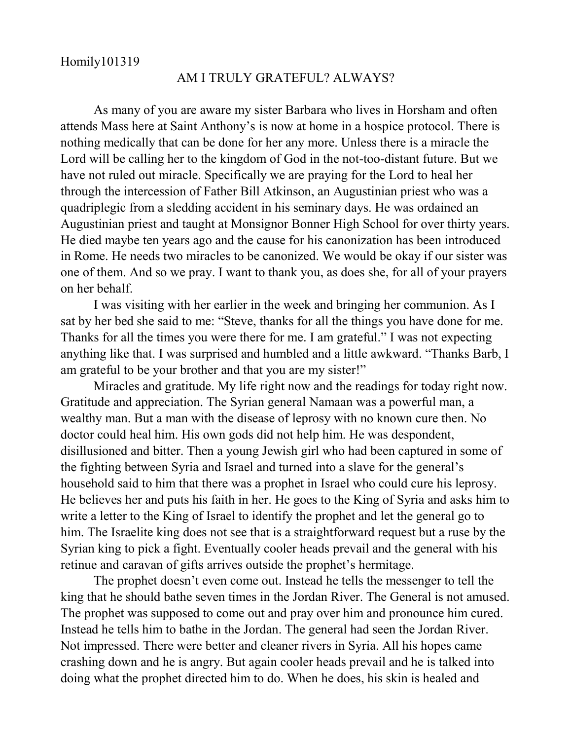Homily101319

## AM I TRULY GRATEFUL? ALWAYS?

As many of you are aware my sister Barbara who lives in Horsham and often attends Mass here at Saint Anthony's is now at home in a hospice protocol. There is nothing medically that can be done for her any more. Unless there is a miracle the Lord will be calling her to the kingdom of God in the not-too-distant future. But we have not ruled out miracle. Specifically we are praying for the Lord to heal her through the intercession of Father Bill Atkinson, an Augustinian priest who was a quadriplegic from a sledding accident in his seminary days. He was ordained an Augustinian priest and taught at Monsignor Bonner High School for over thirty years. He died maybe ten years ago and the cause for his canonization has been introduced in Rome. He needs two miracles to be canonized. We would be okay if our sister was one of them. And so we pray. I want to thank you, as does she, for all of your prayers on her behalf.

I was visiting with her earlier in the week and bringing her communion. As I sat by her bed she said to me: "Steve, thanks for all the things you have done for me. Thanks for all the times you were there for me. I am grateful." I was not expecting anything like that. I was surprised and humbled and a little awkward. "Thanks Barb, I am grateful to be your brother and that you are my sister!"

Miracles and gratitude. My life right now and the readings for today right now. Gratitude and appreciation. The Syrian general Namaan was a powerful man, a wealthy man. But a man with the disease of leprosy with no known cure then. No doctor could heal him. His own gods did not help him. He was despondent, disillusioned and bitter. Then a young Jewish girl who had been captured in some of the fighting between Syria and Israel and turned into a slave for the general's household said to him that there was a prophet in Israel who could cure his leprosy. He believes her and puts his faith in her. He goes to the King of Syria and asks him to write a letter to the King of Israel to identify the prophet and let the general go to him. The Israelite king does not see that is a straightforward request but a ruse by the Syrian king to pick a fight. Eventually cooler heads prevail and the general with his retinue and caravan of gifts arrives outside the prophet's hermitage.

The prophet doesn't even come out. Instead he tells the messenger to tell the king that he should bathe seven times in the Jordan River. The General is not amused. The prophet was supposed to come out and pray over him and pronounce him cured. Instead he tells him to bathe in the Jordan. The general had seen the Jordan River. Not impressed. There were better and cleaner rivers in Syria. All his hopes came crashing down and he is angry. But again cooler heads prevail and he is talked into doing what the prophet directed him to do. When he does, his skin is healed and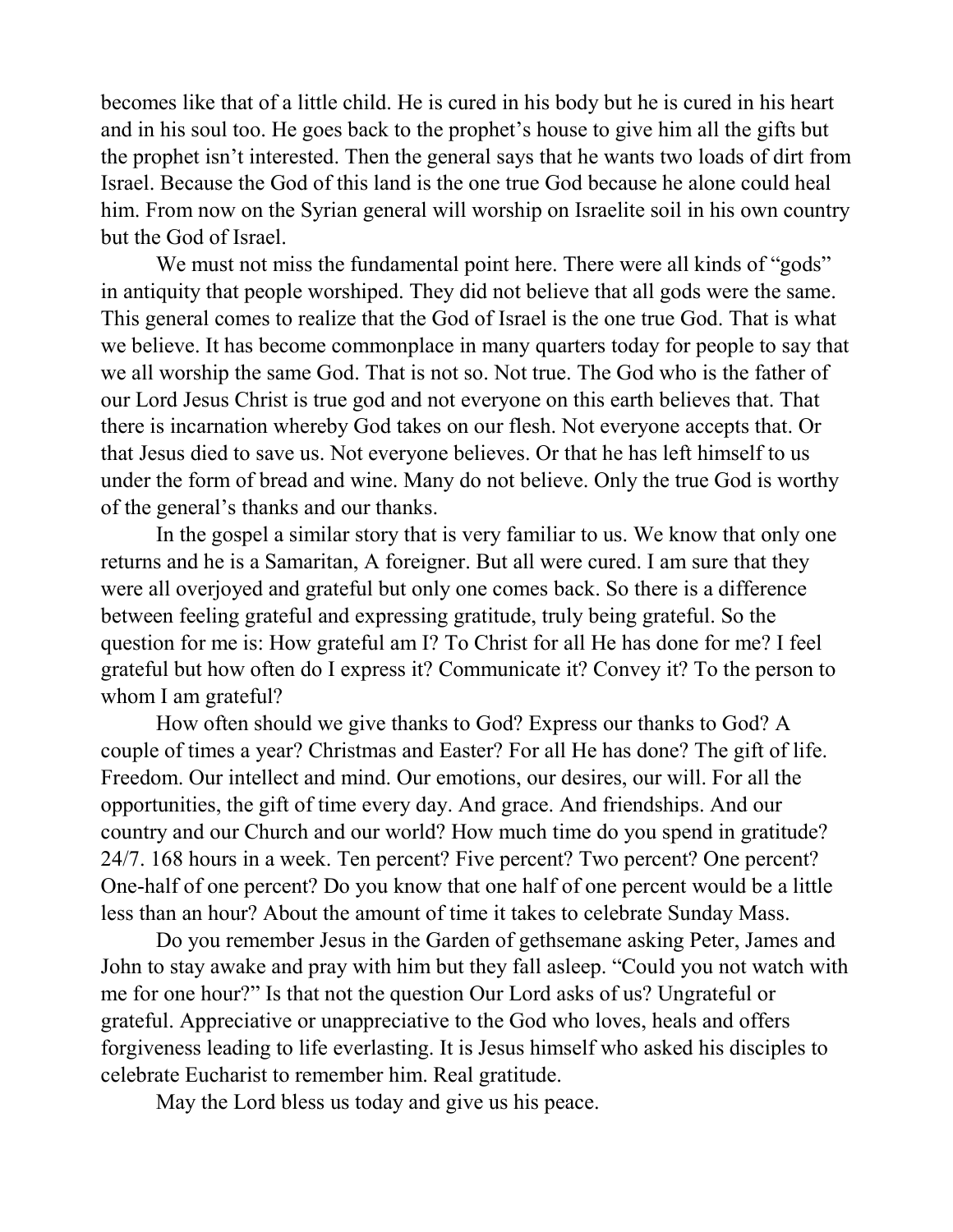becomes like that of a little child. He is cured in his body but he is cured in his heart and in his soul too. He goes back to the prophet's house to give him all the gifts but the prophet isn't interested. Then the general says that he wants two loads of dirt from Israel. Because the God of this land is the one true God because he alone could heal him. From now on the Syrian general will worship on Israelite soil in his own country but the God of Israel.

We must not miss the fundamental point here. There were all kinds of "gods" in antiquity that people worshiped. They did not believe that all gods were the same. This general comes to realize that the God of Israel is the one true God. That is what we believe. It has become commonplace in many quarters today for people to say that we all worship the same God. That is not so. Not true. The God who is the father of our Lord Jesus Christ is true god and not everyone on this earth believes that. That there is incarnation whereby God takes on our flesh. Not everyone accepts that. Or that Jesus died to save us. Not everyone believes. Or that he has left himself to us under the form of bread and wine. Many do not believe. Only the true God is worthy of the general's thanks and our thanks.

In the gospel a similar story that is very familiar to us. We know that only one returns and he is a Samaritan, A foreigner. But all were cured. I am sure that they were all overjoyed and grateful but only one comes back. So there is a difference between feeling grateful and expressing gratitude, truly being grateful. So the question for me is: How grateful am I? To Christ for all He has done for me? I feel grateful but how often do I express it? Communicate it? Convey it? To the person to whom I am grateful?

How often should we give thanks to God? Express our thanks to God? A couple of times a year? Christmas and Easter? For all He has done? The gift of life. Freedom. Our intellect and mind. Our emotions, our desires, our will. For all the opportunities, the gift of time every day. And grace. And friendships. And our country and our Church and our world? How much time do you spend in gratitude? 24/7. 168 hours in a week. Ten percent? Five percent? Two percent? One percent? One-half of one percent? Do you know that one half of one percent would be a little less than an hour? About the amount of time it takes to celebrate Sunday Mass.

Do you remember Jesus in the Garden of gethsemane asking Peter, James and John to stay awake and pray with him but they fall asleep. "Could you not watch with me for one hour?" Is that not the question Our Lord asks of us? Ungrateful or grateful. Appreciative or unappreciative to the God who loves, heals and offers forgiveness leading to life everlasting. It is Jesus himself who asked his disciples to celebrate Eucharist to remember him. Real gratitude.

May the Lord bless us today and give us his peace.